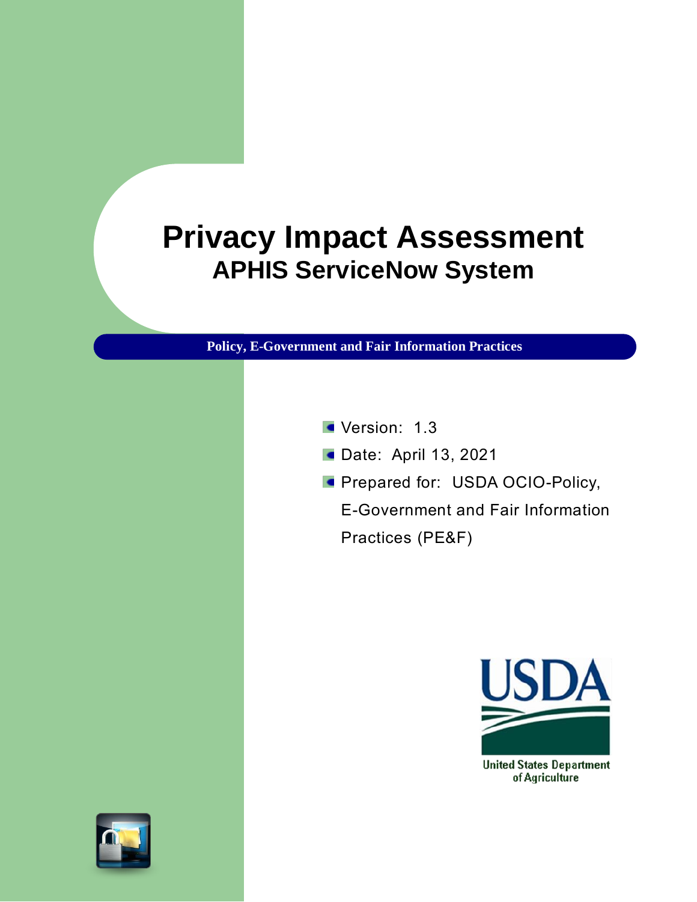# Privacy Impact Assessment

## APHIS ServiceNow System

**Policy, E-Government and Fair Information Practices**

- Version: 1.3
- Date: April 13, 2021
- Prepared for: USDA OCIO-Policy, E-Government and Fair Information Practices (PE&F)

USDA

United States Department of Agriculture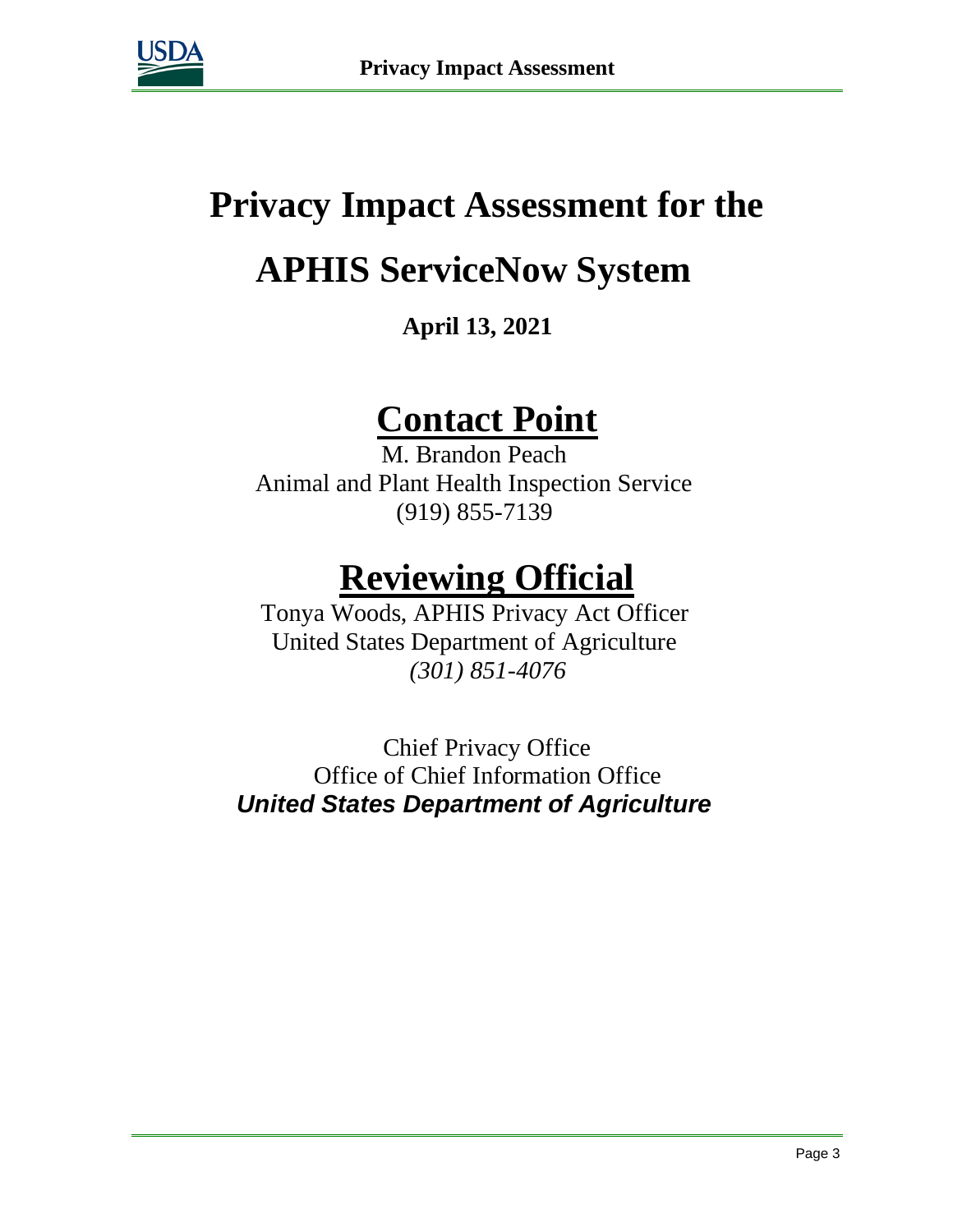# Privacy Impact Assessment for the

# APHIS ServiceNow System

**April 13, 2021**

## Contact Point

M. Brandon Peach
Animal and Plant Health Inspection Service
(919) 855-7139

## Reviewing Official

Tonya Woods, APHIS Privacy Act Officer
United States Department of Agriculture
*(301) 851-4076*

Chief Privacy Office
Office of Chief Information Office
***United States Department of Agriculture***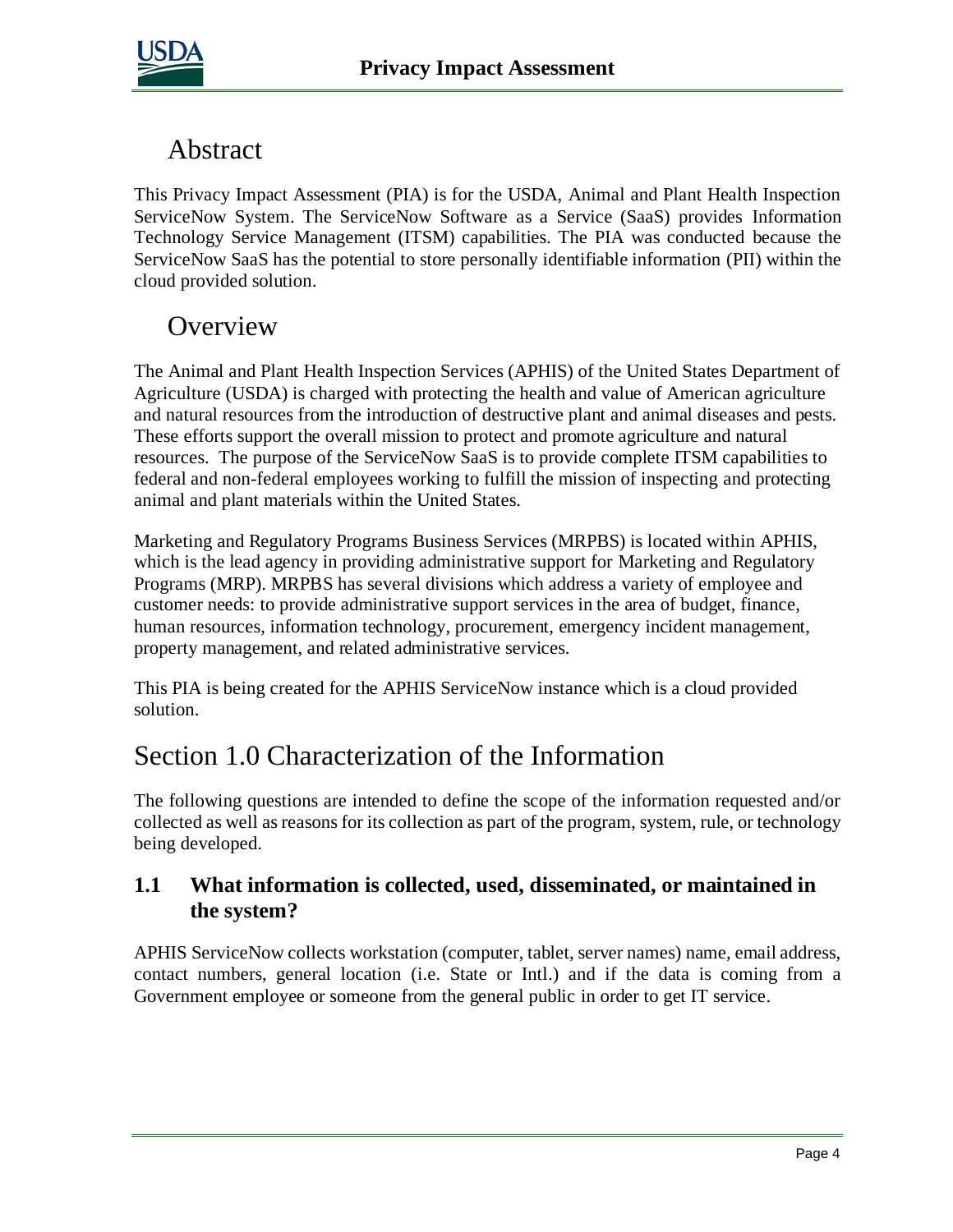# Abstract

This Privacy Impact Assessment (PIA) is for the USDA, Animal and Plant Health Inspection ServiceNow System. The ServiceNow Software as a Service (SaaS) provides Information Technology Service Management (ITSM) capabilities. The PIA was conducted because the ServiceNow SaaS has the potential to store personally identifiable information (PII) within the cloud provided solution.

# Overview

The Animal and Plant Health Inspection Services (APHIS) of the United States Department of Agriculture (USDA) is charged with protecting the health and value of American agriculture and natural resources from the introduction of destructive plant and animal diseases and pests. These efforts support the overall mission to protect and promote agriculture and natural resources. The purpose of the ServiceNow SaaS is to provide complete ITSM capabilities to federal and non-federal employees working to fulfill the mission of inspecting and protecting animal and plant materials within the United States.

Marketing and Regulatory Programs Business Services (MRPBS) is located within APHIS, which is the lead agency in providing administrative support for Marketing and Regulatory Programs (MRP). MRPBS has several divisions which address a variety of employee and customer needs: to provide administrative support services in the area of budget, finance, human resources, information technology, procurement, emergency incident management, property management, and related administrative services.

This PIA is being created for the APHIS ServiceNow instance which is a cloud provided solution.

# Section 1.0 Characterization of the Information

The following questions are intended to define the scope of the information requested and/or collected as well as reasons for its collection as part of the program, system, rule, or technology being developed.

## 1.1 What information is collected, used, disseminated, or maintained in the system?

APHIS ServiceNow collects workstation (computer, tablet, server names) name, email address, contact numbers, general location (i.e. State or Intl.) and if the data is coming from a Government employee or someone from the general public in order to get IT service.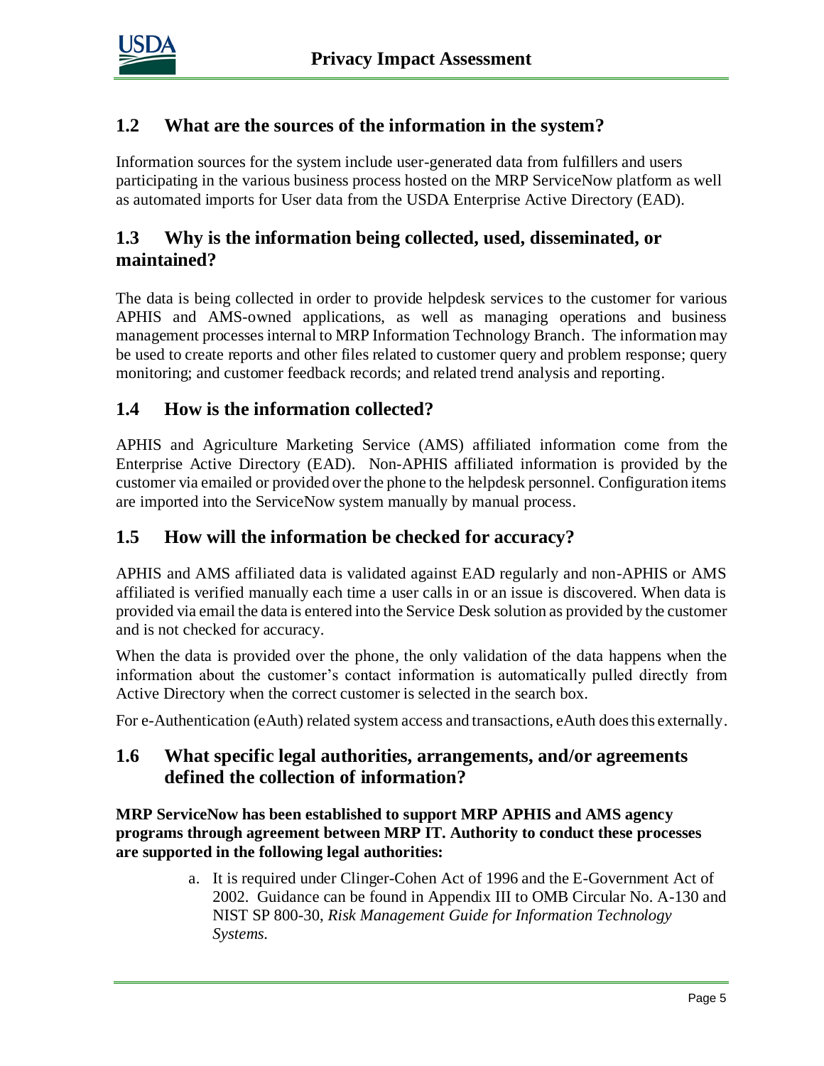## 1.2 What are the sources of the information in the system?

Information sources for the system include user-generated data from fulfillers and users participating in the various business process hosted on the MRP ServiceNow platform as well as automated imports for User data from the USDA Enterprise Active Directory (EAD).

## 1.3 Why is the information being collected, used, disseminated, or maintained?

The data is being collected in order to provide helpdesk services to the customer for various APHIS and AMS-owned applications, as well as managing operations and business management processes internal to MRP Information Technology Branch. The information may be used to create reports and other files related to customer query and problem response; query monitoring; and customer feedback records; and related trend analysis and reporting.

## 1.4 How is the information collected?

APHIS and Agriculture Marketing Service (AMS) affiliated information come from the Enterprise Active Directory (EAD). Non-APHIS affiliated information is provided by the customer via emailed or provided over the phone to the helpdesk personnel. Configuration items are imported into the ServiceNow system manually by manual process.

## 1.5 How will the information be checked for accuracy?

APHIS and AMS affiliated data is validated against EAD regularly and non-APHIS or AMS affiliated is verified manually each time a user calls in or an issue is discovered. When data is provided via email the data is entered into the Service Desk solution as provided by the customer and is not checked for accuracy.

When the data is provided over the phone, the only validation of the data happens when the information about the customer's contact information is automatically pulled directly from Active Directory when the correct customer is selected in the search box.

For e-Authentication (eAuth) related system access and transactions, eAuth does this externally.

## 1.6 What specific legal authorities, arrangements, and/or agreements defined the collection of information?

**MRP ServiceNow has been established to support MRP APHIS and AMS agency programs through agreement between MRP IT. Authority to conduct these processes are supported in the following legal authorities:**

a. It is required under Clinger-Cohen Act of 1996 and the E-Government Act of 2002. Guidance can be found in Appendix III to OMB Circular No. A-130 and NIST SP 800-30, *Risk Management Guide for Information Technology Systems.*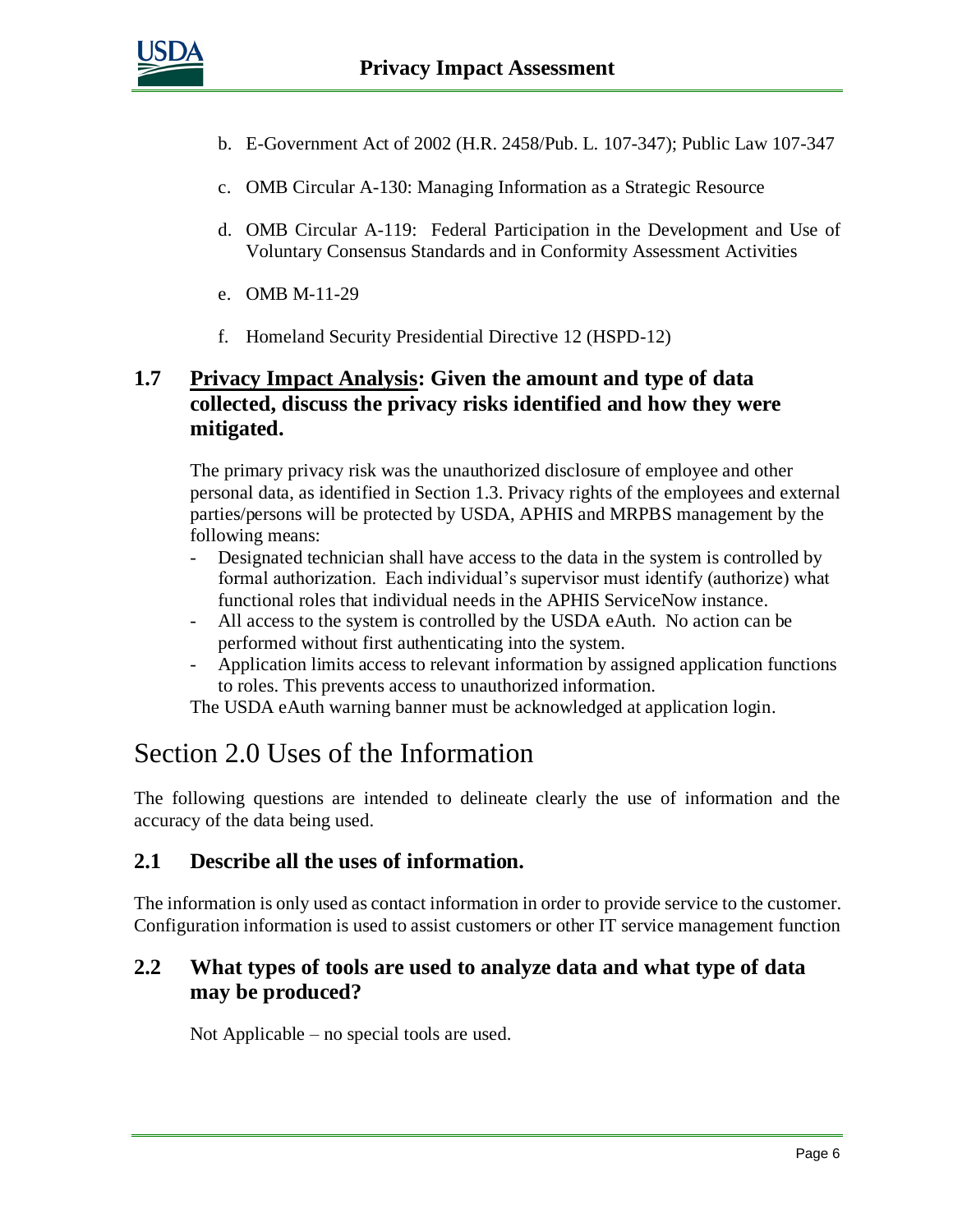b. E-Government Act of 2002 (H.R. 2458/Pub. L. 107-347); Public Law 107-347

c. OMB Circular A-130: Managing Information as a Strategic Resource

d. OMB Circular A-119: Federal Participation in the Development and Use of Voluntary Consensus Standards and in Conformity Assessment Activities

e. OMB M-11-29

f. Homeland Security Presidential Directive 12 (HSPD-12)

### 1.7 Privacy Impact Analysis: Given the amount and type of data collected, discuss the privacy risks identified and how they were mitigated.

The primary privacy risk was the unauthorized disclosure of employee and other personal data, as identified in Section 1.3. Privacy rights of the employees and external parties/persons will be protected by USDA, APHIS and MRPBS management by the following means:

- Designated technician shall have access to the data in the system is controlled by formal authorization. Each individual's supervisor must identify (authorize) what functional roles that individual needs in the APHIS ServiceNow instance.
- All access to the system is controlled by the USDA eAuth. No action can be performed without first authenticating into the system.
- Application limits access to relevant information by assigned application functions to roles. This prevents access to unauthorized information.

The USDA eAuth warning banner must be acknowledged at application login.

## Section 2.0 Uses of the Information

The following questions are intended to delineate clearly the use of information and the accuracy of the data being used.

### 2.1 Describe all the uses of information.

The information is only used as contact information in order to provide service to the customer. Configuration information is used to assist customers or other IT service management function

### 2.2 What types of tools are used to analyze data and what type of data may be produced?

Not Applicable – no special tools are used.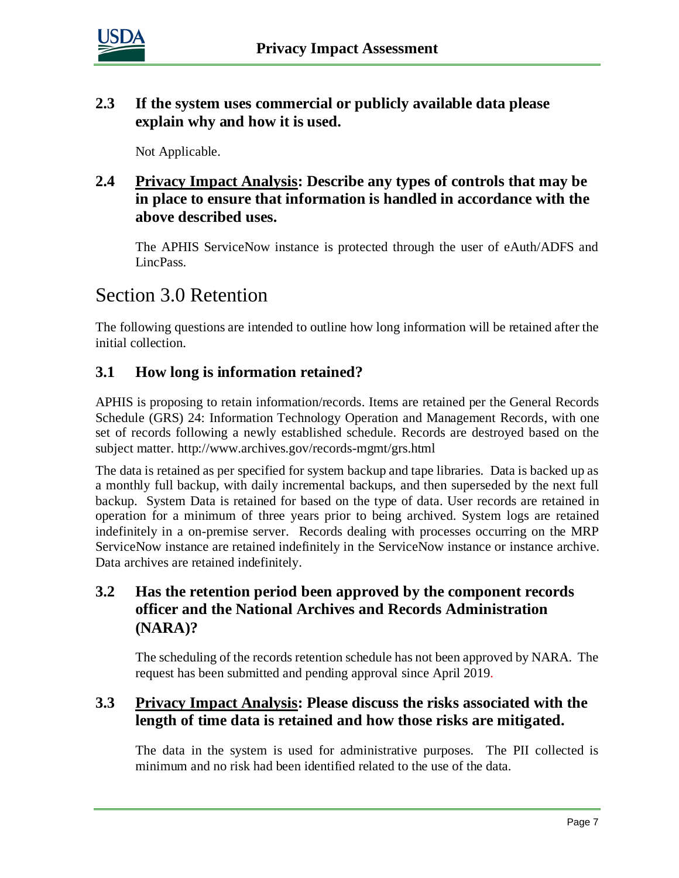### 2.3 If the system uses commercial or publicly available data please explain why and how it is used.

Not Applicable.

### 2.4 <u>Privacy Impact Analysis</u>: Describe any types of controls that may be in place to ensure that information is handled in accordance with the above described uses.

The APHIS ServiceNow instance is protected through the user of eAuth/ADFS and LincPass.

## Section 3.0 Retention

The following questions are intended to outline how long information will be retained after the initial collection.

### 3.1 How long is information retained?

APHIS is proposing to retain information/records. Items are retained per the General Records Schedule (GRS) 24: Information Technology Operation and Management Records, with one set of records following a newly established schedule. Records are destroyed based on the subject matter. http://www.archives.gov/records-mgmt/grs.html

The data is retained as per specified for system backup and tape libraries. Data is backed up as a monthly full backup, with daily incremental backups, and then superseded by the next full backup. System Data is retained for based on the type of data. User records are retained in operation for a minimum of three years prior to being archived. System logs are retained indefinitely in a on-premise server. Records dealing with processes occurring on the MRP ServiceNow instance are retained indefinitely in the ServiceNow instance or instance archive. Data archives are retained indefinitely.

### 3.2 Has the retention period been approved by the component records officer and the National Archives and Records Administration (NARA)?

The scheduling of the records retention schedule has not been approved by NARA. The request has been submitted and pending approval since April 2019.

### 3.3 <u>Privacy Impact Analysis</u>: Please discuss the risks associated with the length of time data is retained and how those risks are mitigated.

The data in the system is used for administrative purposes. The PII collected is minimum and no risk had been identified related to the use of the data.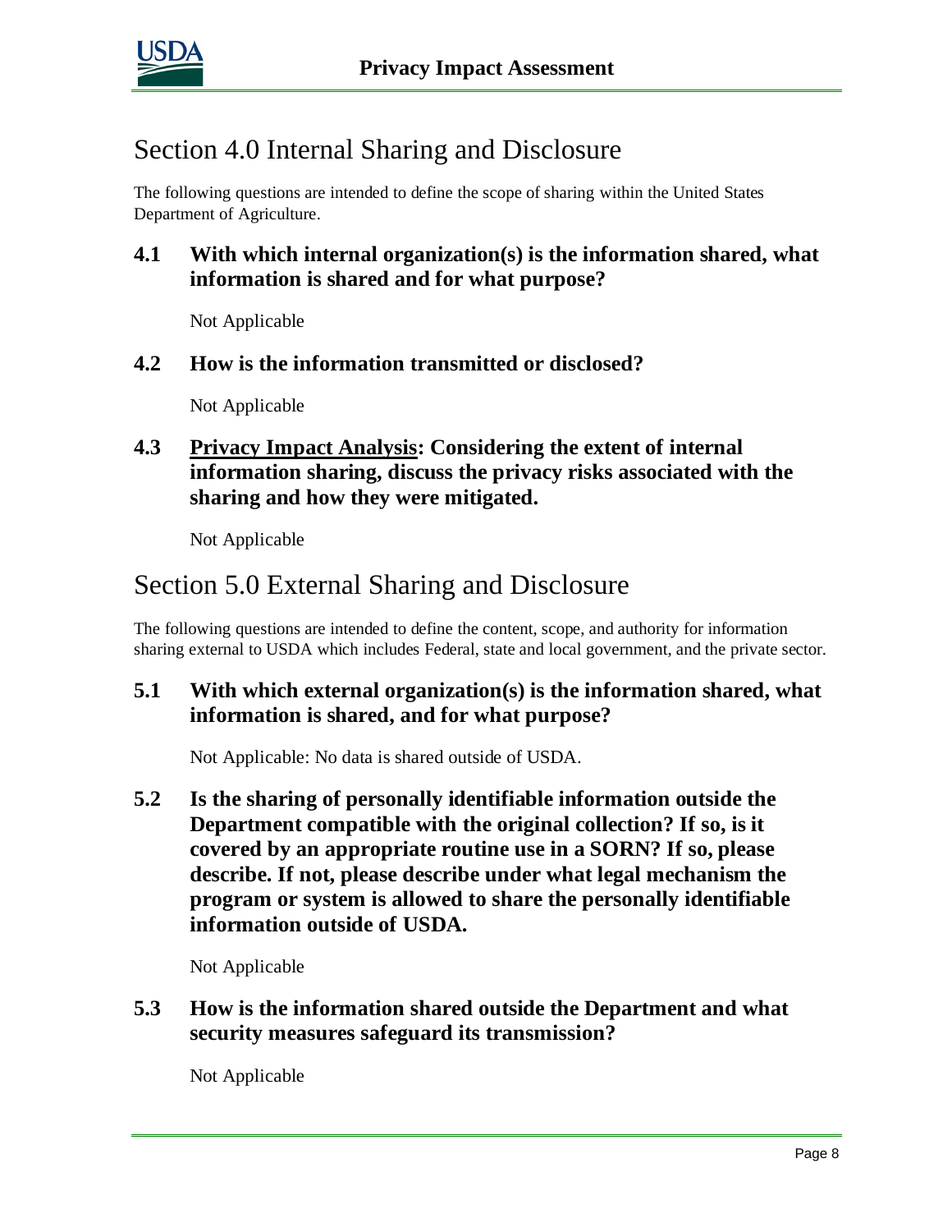# Section 4.0 Internal Sharing and Disclosure

The following questions are intended to define the scope of sharing within the United States Department of Agriculture.

### 4.1 With which internal organization(s) is the information shared, what information is shared and for what purpose?

Not Applicable

### 4.2 How is the information transmitted or disclosed?

Not Applicable

### 4.3 Privacy Impact Analysis: Considering the extent of internal information sharing, discuss the privacy risks associated with the sharing and how they were mitigated.

Not Applicable

# Section 5.0 External Sharing and Disclosure

The following questions are intended to define the content, scope, and authority for information sharing external to USDA which includes Federal, state and local government, and the private sector.

### 5.1 With which external organization(s) is the information shared, what information is shared, and for what purpose?

Not Applicable: No data is shared outside of USDA.

### 5.2 Is the sharing of personally identifiable information outside the Department compatible with the original collection? If so, is it covered by an appropriate routine use in a SORN? If so, please describe. If not, please describe under what legal mechanism the program or system is allowed to share the personally identifiable information outside of USDA.

Not Applicable

### 5.3 How is the information shared outside the Department and what security measures safeguard its transmission?

Not Applicable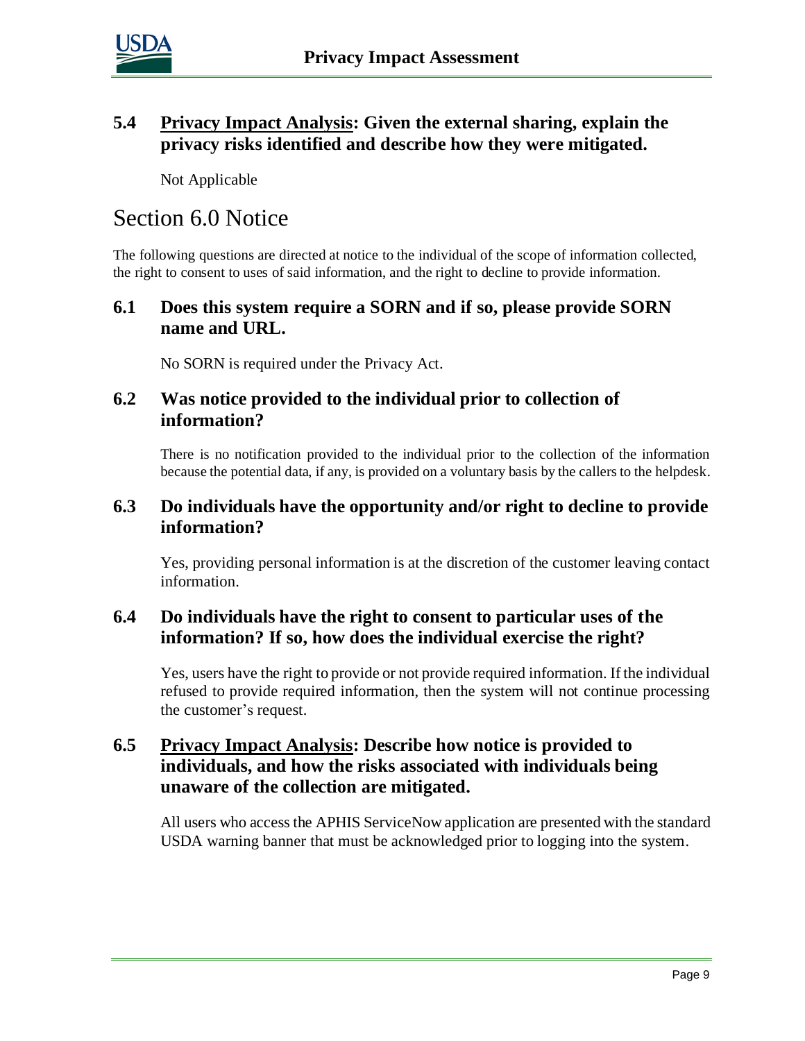### 5.4 **Privacy Impact Analysis: Given the external sharing, explain the privacy risks identified and describe how they were mitigated.**

Not Applicable

## Section 6.0 Notice

The following questions are directed at notice to the individual of the scope of information collected, the right to consent to uses of said information, and the right to decline to provide information.

### 6.1 Does this system require a SORN and if so, please provide SORN name and URL.

No SORN is required under the Privacy Act.

### 6.2 Was notice provided to the individual prior to collection of information?

There is no notification provided to the individual prior to the collection of the information because the potential data, if any, is provided on a voluntary basis by the callers to the helpdesk.

### 6.3 Do individuals have the opportunity and/or right to decline to provide information?

Yes, providing personal information is at the discretion of the customer leaving contact information.

### 6.4 Do individuals have the right to consent to particular uses of the information? If so, how does the individual exercise the right?

Yes, users have the right to provide or not provide required information. If the individual refused to provide required information, then the system will not continue processing the customer's request.

### 6.5 **Privacy Impact Analysis: Describe how notice is provided to individuals, and how the risks associated with individuals being unaware of the collection are mitigated.**

All users who access the APHIS ServiceNow application are presented with the standard USDA warning banner that must be acknowledged prior to logging into the system.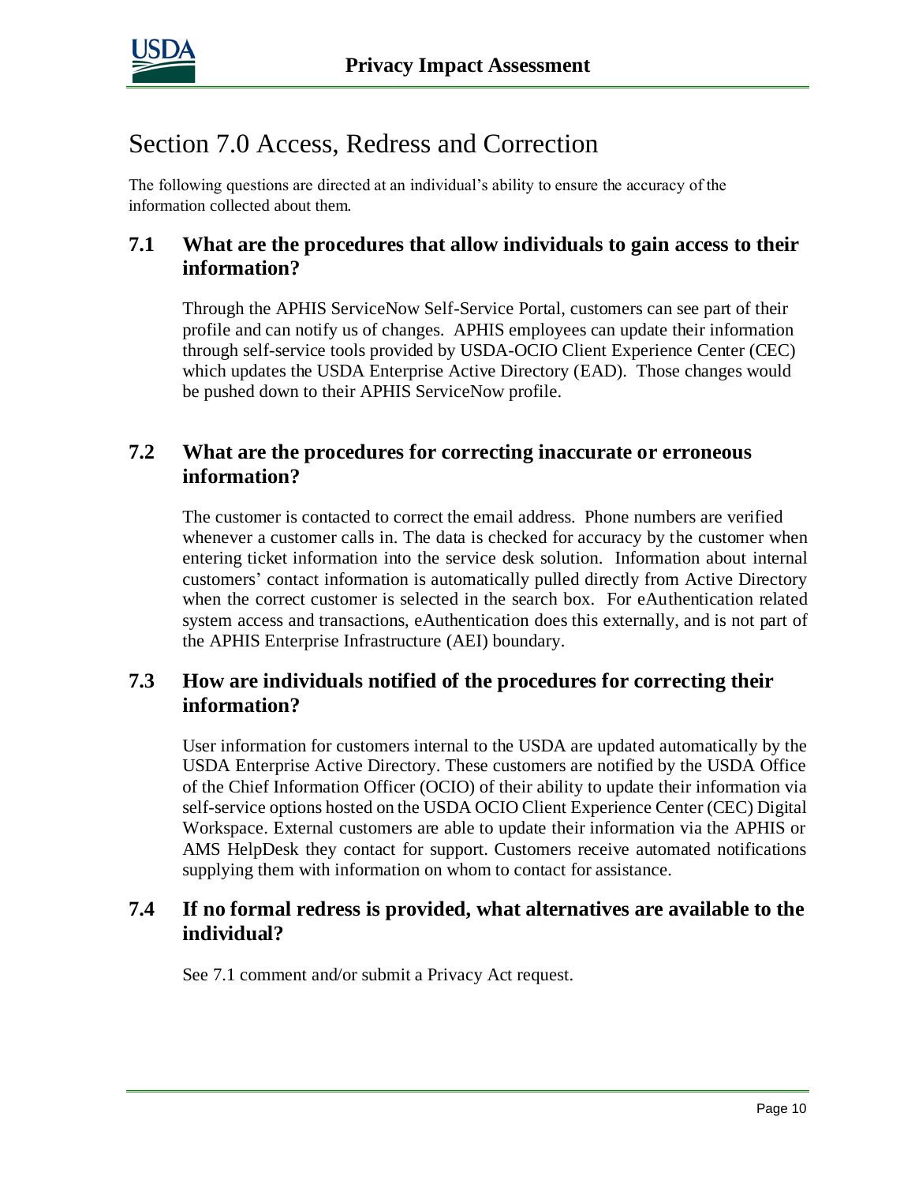# Section 7.0 Access, Redress and Correction

The following questions are directed at an individual's ability to ensure the accuracy of the information collected about them.

## 7.1 What are the procedures that allow individuals to gain access to their information?

Through the APHIS ServiceNow Self-Service Portal, customers can see part of their profile and can notify us of changes. APHIS employees can update their information through self-service tools provided by USDA-OCIO Client Experience Center (CEC) which updates the USDA Enterprise Active Directory (EAD). Those changes would be pushed down to their APHIS ServiceNow profile.

## 7.2 What are the procedures for correcting inaccurate or erroneous information?

The customer is contacted to correct the email address. Phone numbers are verified whenever a customer calls in. The data is checked for accuracy by the customer when entering ticket information into the service desk solution. Information about internal customers' contact information is automatically pulled directly from Active Directory when the correct customer is selected in the search box. For eAuthentication related system access and transactions, eAuthentication does this externally, and is not part of the APHIS Enterprise Infrastructure (AEI) boundary.

## 7.3 How are individuals notified of the procedures for correcting their information?

User information for customers internal to the USDA are updated automatically by the USDA Enterprise Active Directory. These customers are notified by the USDA Office of the Chief Information Officer (OCIO) of their ability to update their information via self-service options hosted on the USDA OCIO Client Experience Center (CEC) Digital Workspace. External customers are able to update their information via the APHIS or AMS HelpDesk they contact for support. Customers receive automated notifications supplying them with information on whom to contact for assistance.

## 7.4 If no formal redress is provided, what alternatives are available to the individual?

See 7.1 comment and/or submit a Privacy Act request.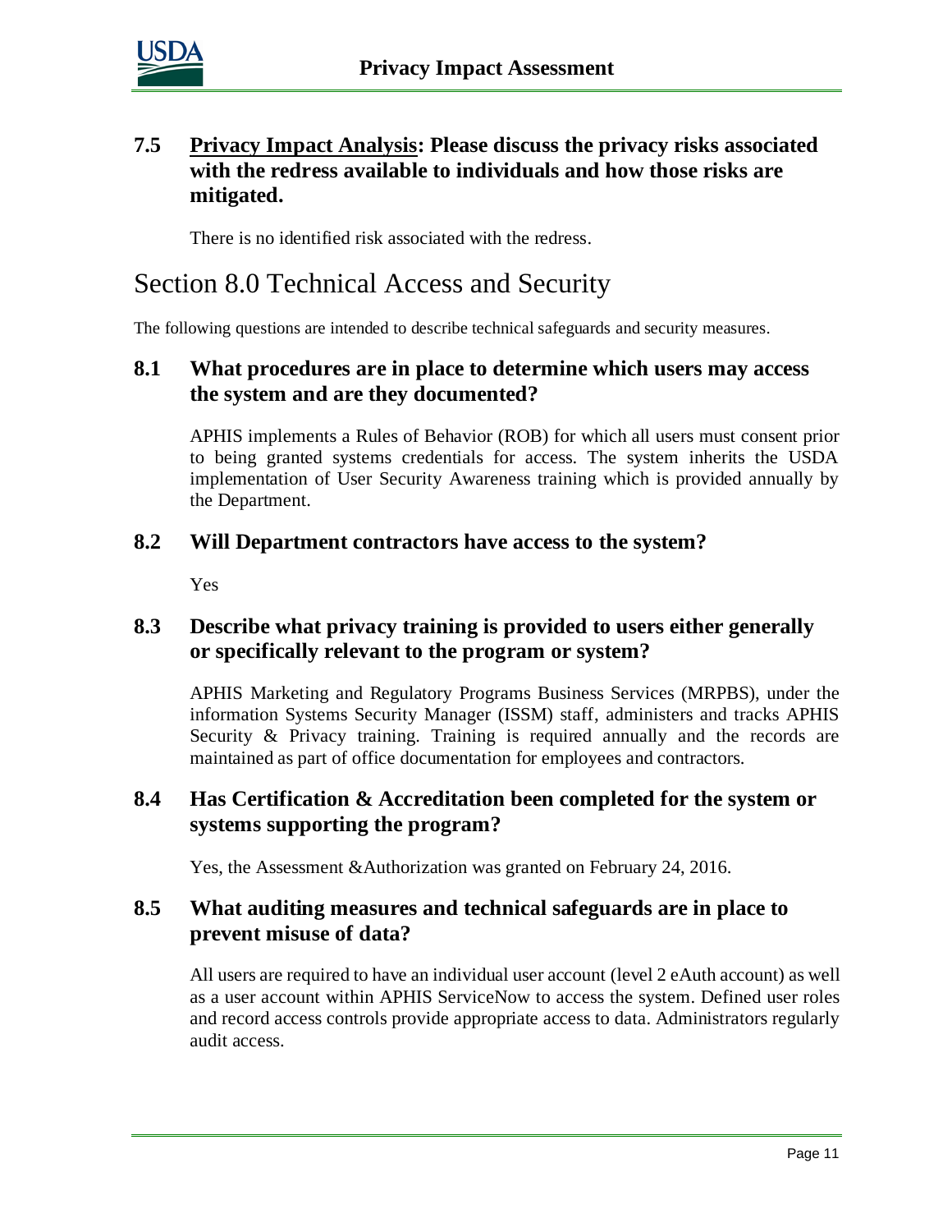### 7.5 **Privacy Impact Analysis**: Please discuss the privacy risks associated with the redress available to individuals and how those risks are mitigated.

There is no identified risk associated with the redress.

## Section 8.0 Technical Access and Security

The following questions are intended to describe technical safeguards and security measures.

### 8.1 What procedures are in place to determine which users may access the system and are they documented?

APHIS implements a Rules of Behavior (ROB) for which all users must consent prior to being granted systems credentials for access. The system inherits the USDA implementation of User Security Awareness training which is provided annually by the Department.

### 8.2 Will Department contractors have access to the system?

Yes

### 8.3 Describe what privacy training is provided to users either generally or specifically relevant to the program or system?

APHIS Marketing and Regulatory Programs Business Services (MRPBS), under the information Systems Security Manager (ISSM) staff, administers and tracks APHIS Security & Privacy training. Training is required annually and the records are maintained as part of office documentation for employees and contractors.

### 8.4 Has Certification & Accreditation been completed for the system or systems supporting the program?

Yes, the Assessment &Authorization was granted on February 24, 2016.

### 8.5 What auditing measures and technical safeguards are in place to prevent misuse of data?

All users are required to have an individual user account (level 2 eAuth account) as well as a user account within APHIS ServiceNow to access the system. Defined user roles and record access controls provide appropriate access to data. Administrators regularly audit access.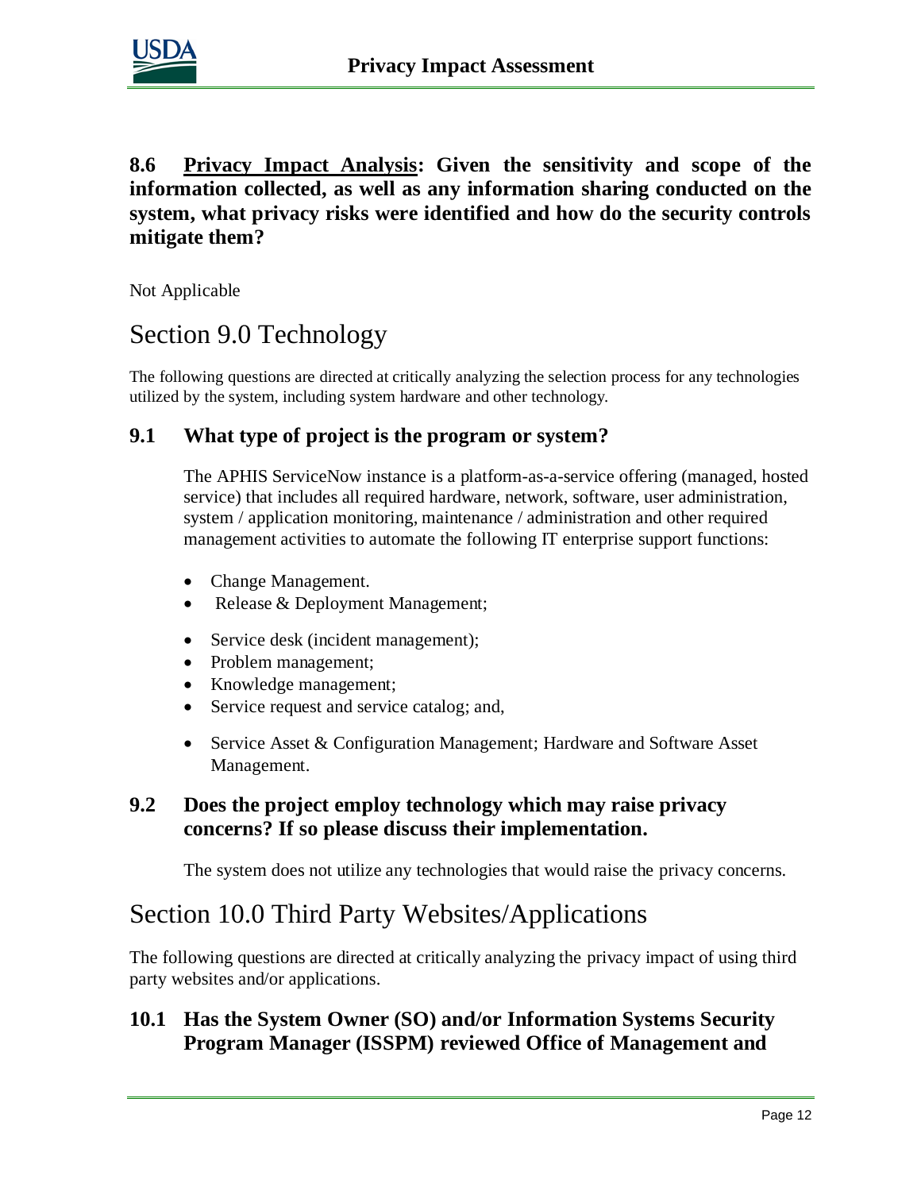**8.6 <u>Privacy Impact Analysis</u>: Given the sensitivity and scope of the information collected, as well as any information sharing conducted on the system, what privacy risks were identified and how do the security controls mitigate them?**

Not Applicable

# Section 9.0 Technology

The following questions are directed at critically analyzing the selection process for any technologies utilized by the system, including system hardware and other technology.

### 9.1 What type of project is the program or system?

The APHIS ServiceNow instance is a platform-as-a-service offering (managed, hosted service) that includes all required hardware, network, software, user administration, system / application monitoring, maintenance / administration and other required management activities to automate the following IT enterprise support functions:

- Change Management.
- Release & Deployment Management;
- Service desk (incident management);
- Problem management;
- Knowledge management;
- Service request and service catalog; and,
- Service Asset & Configuration Management; Hardware and Software Asset Management.

### 9.2 Does the project employ technology which may raise privacy concerns? If so please discuss their implementation.

The system does not utilize any technologies that would raise the privacy concerns.

# Section 10.0 Third Party Websites/Applications

The following questions are directed at critically analyzing the privacy impact of using third party websites and/or applications.

### 10.1 Has the System Owner (SO) and/or Information Systems Security Program Manager (ISSPM) reviewed Office of Management and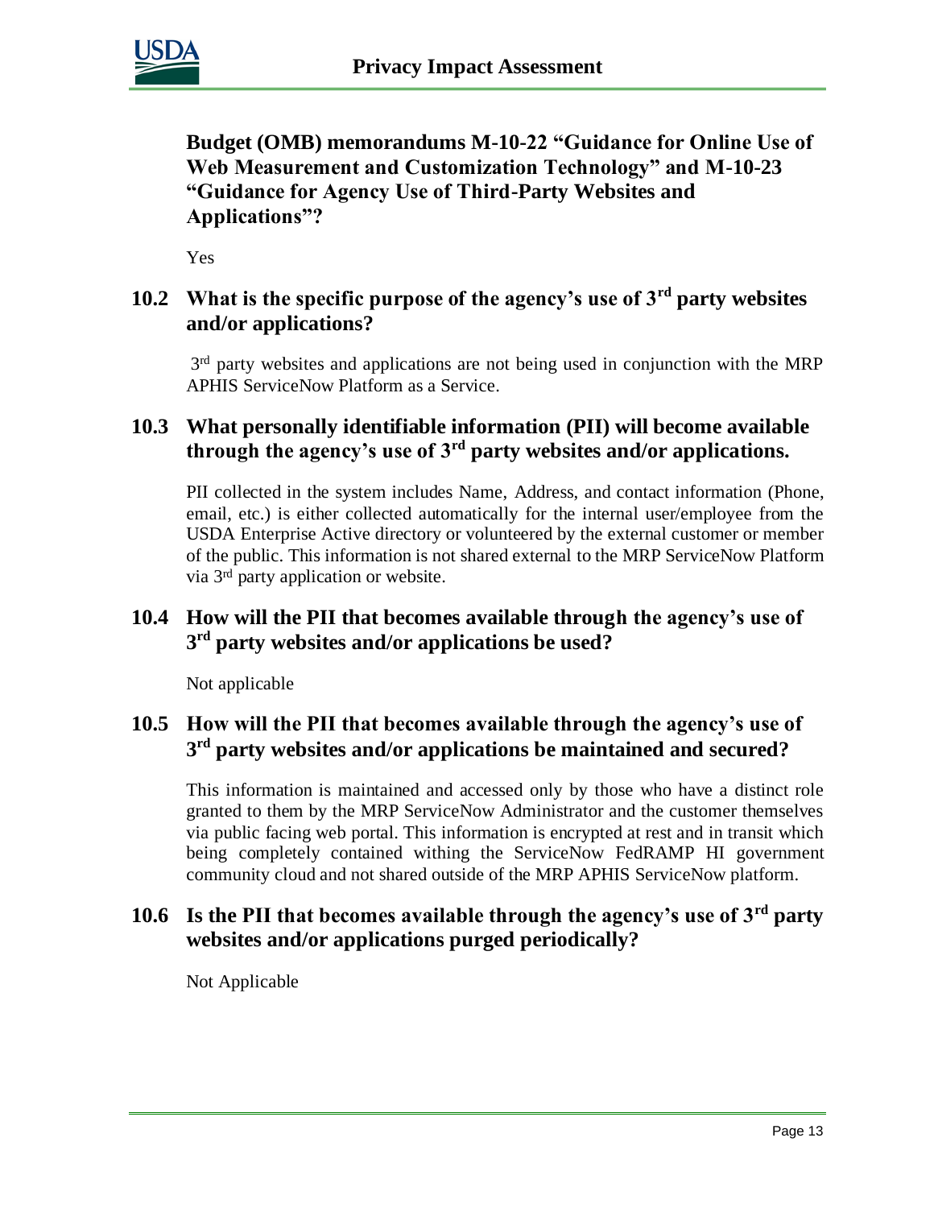**Budget (OMB) memorandums M-10-22 "Guidance for Online Use of Web Measurement and Customization Technology" and M-10-23 "Guidance for Agency Use of Third-Party Websites and Applications"?**

Yes

## 10.2 What is the specific purpose of the agency's use of 3rd party websites and/or applications?

3rd party websites and applications are not being used in conjunction with the MRP APHIS ServiceNow Platform as a Service.

## 10.3 What personally identifiable information (PII) will become available through the agency's use of 3rd party websites and/or applications.

PII collected in the system includes Name, Address, and contact information (Phone, email, etc.) is either collected automatically for the internal user/employee from the USDA Enterprise Active directory or volunteered by the external customer or member of the public. This information is not shared external to the MRP ServiceNow Platform via 3rd party application or website.

## 10.4 How will the PII that becomes available through the agency's use of 3rd party websites and/or applications be used?

Not applicable

## 10.5 How will the PII that becomes available through the agency's use of 3rd party websites and/or applications be maintained and secured?

This information is maintained and accessed only by those who have a distinct role granted to them by the MRP ServiceNow Administrator and the customer themselves via public facing web portal. This information is encrypted at rest and in transit which being completely contained withing the ServiceNow FedRAMP HI government community cloud and not shared outside of the MRP APHIS ServiceNow platform.

## 10.6 Is the PII that becomes available through the agency's use of 3rd party websites and/or applications purged periodically?

Not Applicable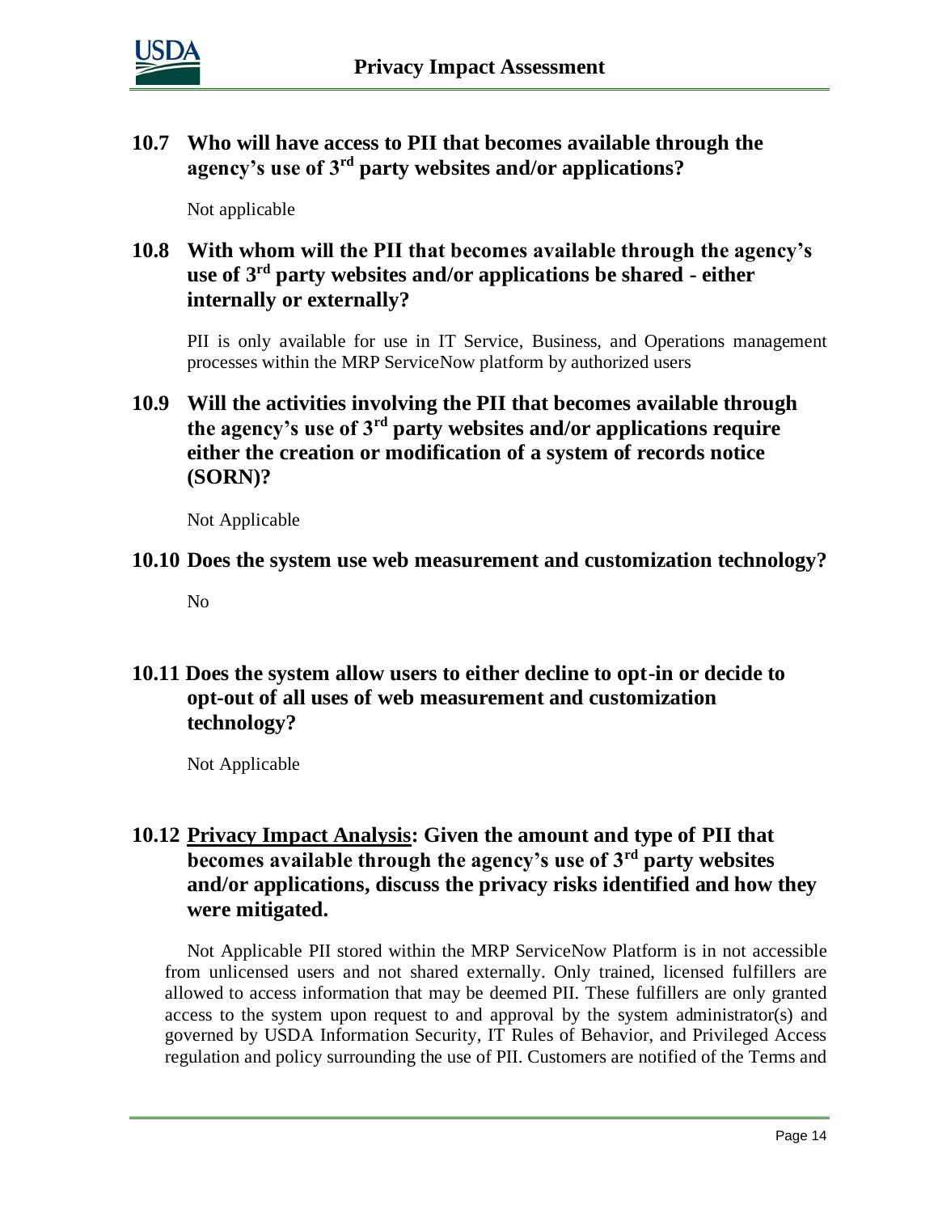## 10.7 Who will have access to PII that becomes available through the agency's use of 3rd party websites and/or applications?

Not applicable

## 10.8 With whom will the PII that becomes available through the agency's use of 3rd party websites and/or applications be shared - either internally or externally?

PII is only available for use in IT Service, Business, and Operations management processes within the MRP ServiceNow platform by authorized users

## 10.9 Will the activities involving the PII that becomes available through the agency's use of 3rd party websites and/or applications require either the creation or modification of a system of records notice (SORN)?

Not Applicable

## 10.10 Does the system use web measurement and customization technology?

No

## 10.11 Does the system allow users to either decline to opt-in or decide to opt-out of all uses of web measurement and customization technology?

Not Applicable

## 10.12 Privacy Impact Analysis: Given the amount and type of PII that becomes available through the agency's use of 3rd party websites and/or applications, discuss the privacy risks identified and how they were mitigated.

Not Applicable PII stored within the MRP ServiceNow Platform is in not accessible from unlicensed users and not shared externally. Only trained, licensed fulfillers are allowed to access information that may be deemed PII. These fulfillers are only granted access to the system upon request to and approval by the system administrator(s) and governed by USDA Information Security, IT Rules of Behavior, and Privileged Access regulation and policy surrounding the use of PII. Customers are notified of the Terms and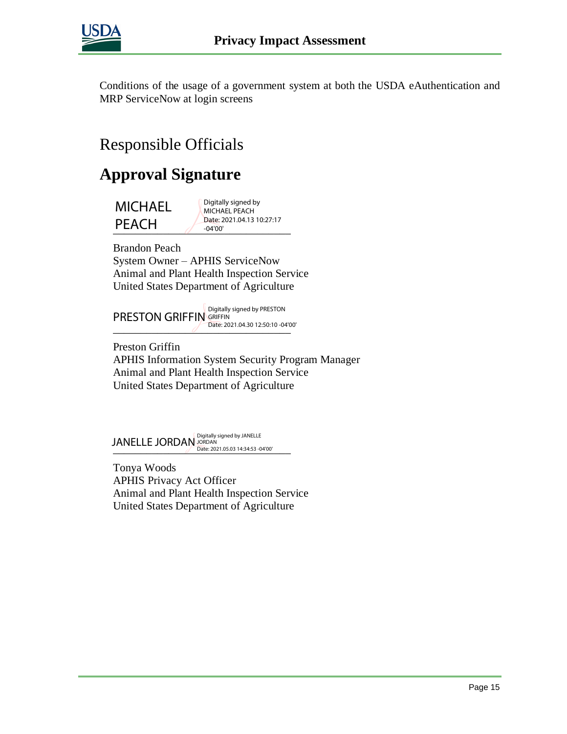Conditions of the usage of a government system at both the USDA eAuthentication and MRP ServiceNow at login screens

# Responsible Officials

# **Approval Signature**

MICHAEL PEACH Digitally signed by MICHAEL PEACH Date: 2021.04.13 10:27:17 -04'00'

Brandon Peach
System Owner – APHIS ServiceNow
Animal and Plant Health Inspection Service
United States Department of Agriculture

PRESTON GRIFFIN Digitally signed by PRESTON GRIFFIN Date: 2021.04.30 12:50:10 -04'00'

Preston Griffin
APHIS Information System Security Program Manager
Animal and Plant Health Inspection Service
United States Department of Agriculture

JANELLE JORDAN Digitally signed by JANELLE JORDAN Date: 2021.05.03 14:34:53 -04'00'

Tonya Woods
APHIS Privacy Act Officer
Animal and Plant Health Inspection Service
United States Department of Agriculture